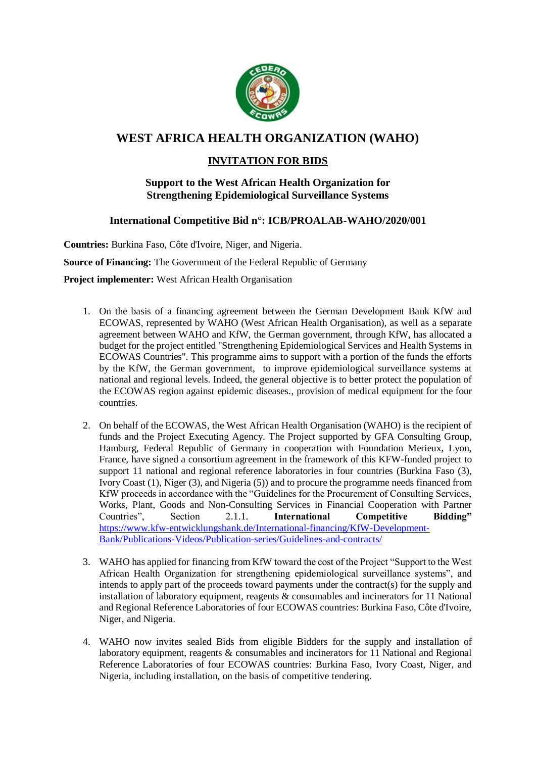# WEST AFRICA HEALTH ORGANIZATION (WAHO)

## INVITATION FOR BIDS

### Support to the West African Health Organization for Strengthening Epidemiological Surveillance Systems

### International Competitive Bid n°: ICB/PROALAB-WAHO/2020/001

**Countries:** Burkina Faso, Côte d'Ivoire, Niger, and Nigeria.

**Source of Financing:** The Government of the Federal Republic of Germany

**Project implementer:** West African Health Organisation

1. On the basis of a financing agreement between the German Development Bank KfW and ECOWAS, represented by WAHO (West African Health Organisation), as well as a separate agreement between WAHO and KfW, the German government, through KfW, has allocated a budget for the project entitled "Strengthening Epidemiological Services and Health Systems in ECOWAS Countries". This programme aims to support with a portion of the funds the efforts by the KfW, the German government, to improve epidemiological surveillance systems at national and regional levels. Indeed, the general objective is to better protect the population of the ECOWAS region against epidemic diseases., provision of medical equipment for the four countries.

2. On behalf of the ECOWAS, the West African Health Organisation (WAHO) is the recipient of funds and the Project Executing Agency. The Project supported by GFA Consulting Group, Hamburg, Federal Republic of Germany in cooperation with Foundation Merieux, Lyon, France, have signed a consortium agreement in the framework of this KFW-funded project to support 11 national and regional reference laboratories in four countries (Burkina Faso (3), Ivory Coast (1), Niger (3), and Nigeria (5)) and to procure the programme needs financed from KfW proceeds in accordance with the "Guidelines for the Procurement of Consulting Services, Works, Plant, Goods and Non-Consulting Services in Financial Cooperation with Partner Countries", Section 2.1.1. **International Competitive Bidding"** https://www.kfw-entwicklungsbank.de/International-financing/KfW-Development-Bank/Publications-Videos/Publication-series/Guidelines-and-contracts/

3. WAHO has applied for financing from KfW toward the cost of the Project "Support to the West African Health Organization for strengthening epidemiological surveillance systems", and intends to apply part of the proceeds toward payments under the contract(s) for the supply and installation of laboratory equipment, reagents & consumables and incinerators for 11 National and Regional Reference Laboratories of four ECOWAS countries: Burkina Faso, Côte d'Ivoire, Niger, and Nigeria.

4. WAHO now invites sealed Bids from eligible Bidders for the supply and installation of laboratory equipment, reagents & consumables and incinerators for 11 National and Regional Reference Laboratories of four ECOWAS countries: Burkina Faso, Ivory Coast, Niger, and Nigeria, including installation, on the basis of competitive tendering.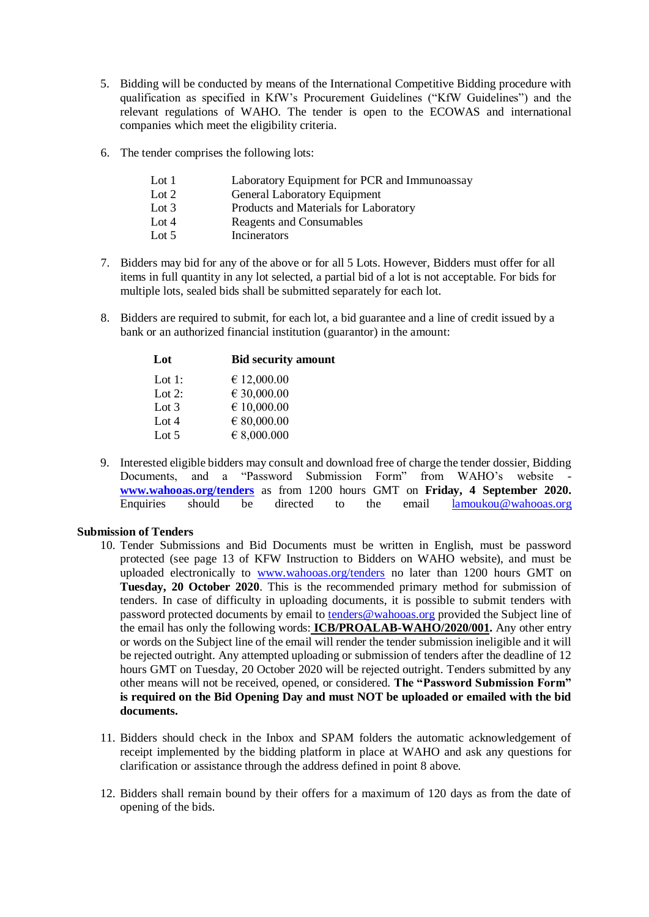5. Bidding will be conducted by means of the International Competitive Bidding procedure with qualification as specified in KfW's Procurement Guidelines ("KfW Guidelines") and the relevant regulations of WAHO. The tender is open to the ECOWAS and international companies which meet the eligibility criteria.

6. The tender comprises the following lots:

| | |
|---|---|
| Lot 1 | Laboratory Equipment for PCR and Immunoassay |
| Lot 2 | General Laboratory Equipment |
| Lot 3 | Products and Materials for Laboratory |
| Lot 4 | Reagents and Consumables |
| Lot 5 | Incinerators |

7. Bidders may bid for any of the above or for all 5 Lots. However, Bidders must offer for all items in full quantity in any lot selected, a partial bid of a lot is not acceptable. For bids for multiple lots, sealed bids shall be submitted separately for each lot.

8. Bidders are required to submit, for each lot, a bid guarantee and a line of credit issued by a bank or an authorized financial institution (guarantor) in the amount:

| **Lot** | **Bid security amount** |
|---|---|
| Lot 1: | € 12,000.00 |
| Lot 2: | € 30,000.00 |
| Lot 3 | € 10,000.00 |
| Lot 4 | € 80,000.00 |
| Lot 5 | € 8,000.000 |

9. Interested eligible bidders may consult and download free of charge the tender dossier, Bidding Documents, and a "Password Submission Form" from WAHO's website - **www.wahooas.org/tenders** as from 1200 hours GMT on **Friday, 4 September 2020.** Enquiries should be directed to the email lamoukou@wahooas.org

**Submission of Tenders**

10. Tender Submissions and Bid Documents must be written in English, must be password protected (see page 13 of KFW Instruction to Bidders on WAHO website), and must be uploaded electronically to www.wahooas.org/tenders no later than 1200 hours GMT on **Tuesday, 20 October 2020**. This is the recommended primary method for submission of tenders. In case of difficulty in uploading documents, it is possible to submit tenders with password protected documents by email to tenders@wahooas.org provided the Subject line of the email has only the following words: **ICB/PROALAB-WAHO/2020/001.** Any other entry or words on the Subject line of the email will render the tender submission ineligible and it will be rejected outright. Any attempted uploading or submission of tenders after the deadline of 12 hours GMT on Tuesday, 20 October 2020 will be rejected outright. Tenders submitted by any other means will not be received, opened, or considered. **The "Password Submission Form" is required on the Bid Opening Day and must NOT be uploaded or emailed with the bid documents.**

11. Bidders should check in the Inbox and SPAM folders the automatic acknowledgement of receipt implemented by the bidding platform in place at WAHO and ask any questions for clarification or assistance through the address defined in point 8 above.

12. Bidders shall remain bound by their offers for a maximum of 120 days as from the date of opening of the bids.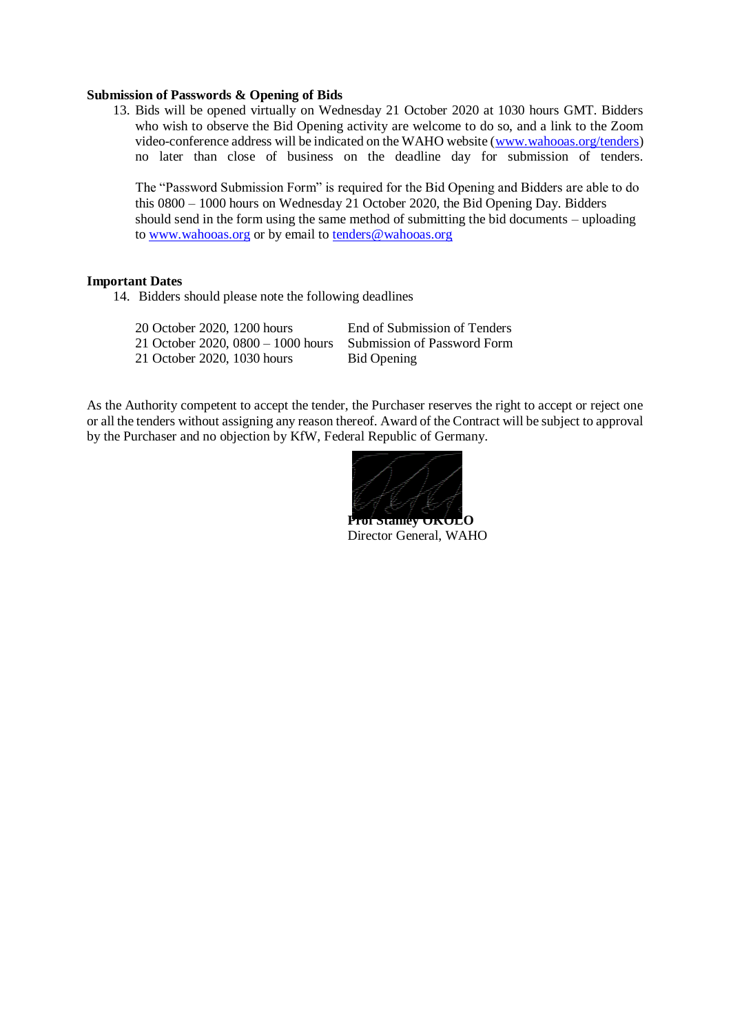**Submission of Passwords & Opening of Bids**

13. Bids will be opened virtually on Wednesday 21 October 2020 at 1030 hours GMT. Bidders who wish to observe the Bid Opening activity are welcome to do so, and a link to the Zoom video-conference address will be indicated on the WAHO website ([www.wahooas.org/tenders](www.wahooas.org/tenders)) no later than close of business on the deadline day for submission of tenders.

    The "Password Submission Form" is required for the Bid Opening and Bidders are able to do this 0800 – 1000 hours on Wednesday 21 October 2020, the Bid Opening Day. Bidders should send in the form using the same method of submitting the bid documents – uploading to [www.wahooas.org](www.wahooas.org) or by email to [tenders@wahooas.org](mailto:tenders@wahooas.org)

**Important Dates**

14. Bidders should please note the following deadlines

| | |
|---|---|
| 20 October 2020, 1200 hours | End of Submission of Tenders |
| 21 October 2020, 0800 – 1000 hours | Submission of Password Form |
| 21 October 2020, 1030 hours | Bid Opening |

As the Authority competent to accept the tender, the Purchaser reserves the right to accept or reject one or all the tenders without assigning any reason thereof. Award of the Contract will be subject to approval by the Purchaser and no objection by KfW, Federal Republic of Germany.

**Prof Stanley OKOLO**
Director General, WAHO